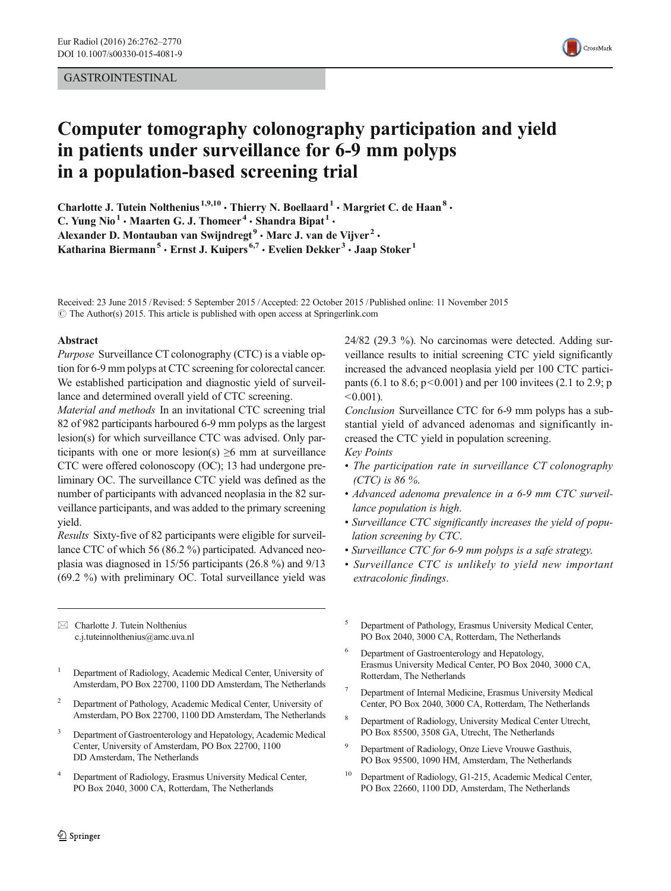GASTROINTESTINAL

# Computer tomography colonography participation and yield in patients under surveillance for 6-9 mm polyps in a population-based screening trial

Charlotte J. Tutein Nolthenius[1,9,10] · Thierry N. Boellaard[1] · Margriet C. de Haan[8] · C. Yung Nio[1] · Maarten G. J. Thomeer[4] · Shandra Bipat[1] · Alexander D. Montauban van Swijndregt[9] · Marc J. van de Vijver[2] · Katharina Biermann[5] · Ernst J. Kuipers[6,7] · Evelien Dekker[3] · Jaap Stoker[1]

Received: 23 June 2015 / Revised: 5 September 2015 / Accepted: 22 October 2015 / Published online: 11 November 2015
© The Author(s) 2015. This article is published with open access at Springerlink.com

## Abstract

*Purpose* Surveillance CT colonography (CTC) is a viable option for 6-9 mm polyps at CTC screening for colorectal cancer. We established participation and diagnostic yield of surveillance and determined overall yield of CTC screening.

*Material and methods* In an invitational CTC screening trial 82 of 982 participants harboured 6-9 mm polyps as the largest lesion(s) for which surveillance CTC was advised. Only participants with one or more lesion(s) $\geq$6 mm at surveillance CTC were offered colonoscopy (OC); 13 had undergone preliminary OC. The surveillance CTC yield was defined as the number of participants with advanced neoplasia in the 82 surveillance participants, and was added to the primary screening yield.

*Results* Sixty-five of 82 participants were eligible for surveillance CTC of which 56 (86.2 %) participated. Advanced neoplasia was diagnosed in 15/56 participants (26.8 %) and 9/13 (69.2 %) with preliminary OC. Total surveillance yield was 24/82 (29.3 %). No carcinomas were detected. Adding surveillance results to initial screening CTC yield significantly increased the advanced neoplasia yield per 100 CTC participants (6.1 to 8.6; $p<0.001$) and per 100 invitees (2.1 to 2.9; $p<0.001$).

*Conclusion* Surveillance CTC for 6-9 mm polyps has a substantial yield of advanced adenomas and significantly increased the CTC yield in population screening.

*Key Points*

- *The participation rate in surveillance CT colonography (CTC) is 86 %.*
- *Advanced adenoma prevalence in a 6-9 mm CTC surveillance population is high.*
- *Surveillance CTC significantly increases the yield of population screening by CTC.*
- *Surveillance CTC for 6-9 mm polyps is a safe strategy.*
- *Surveillance CTC is unlikely to yield new important extracolonic findings.*

---

✉ Charlotte J. Tutein Nolthenius
c.j.tuteinnolthenius@amc.uva.nl

1 Department of Radiology, Academic Medical Center, University of Amsterdam, PO Box 22700, 1100 DD Amsterdam, The Netherlands

2 Department of Pathology, Academic Medical Center, University of Amsterdam, PO Box 22700, 1100 DD Amsterdam, The Netherlands

3 Department of Gastroenterology and Hepatology, Academic Medical Center, University of Amsterdam, PO Box 22700, 1100 DD Amsterdam, The Netherlands

4 Department of Radiology, Erasmus University Medical Center, PO Box 2040, 3000 CA, Rotterdam, The Netherlands

5 Department of Pathology, Erasmus University Medical Center, PO Box 2040, 3000 CA, Rotterdam, The Netherlands

6 Department of Gastroenterology and Hepatology, Erasmus University Medical Center, PO Box 2040, 3000 CA, Rotterdam, The Netherlands

7 Department of Internal Medicine, Erasmus University Medical Center, PO Box 2040, 3000 CA, Rotterdam, The Netherlands

8 Department of Radiology, University Medical Center Utrecht, PO Box 85500, 3508 GA, Utrecht, The Netherlands

9 Department of Radiology, Onze Lieve Vrouwe Gasthuis, PO Box 95500, 1090 HM, Amsterdam, The Netherlands

10 Department of Radiology, G1-215, Academic Medical Center, PO Box 22660, 1100 DD, Amsterdam, The Netherlands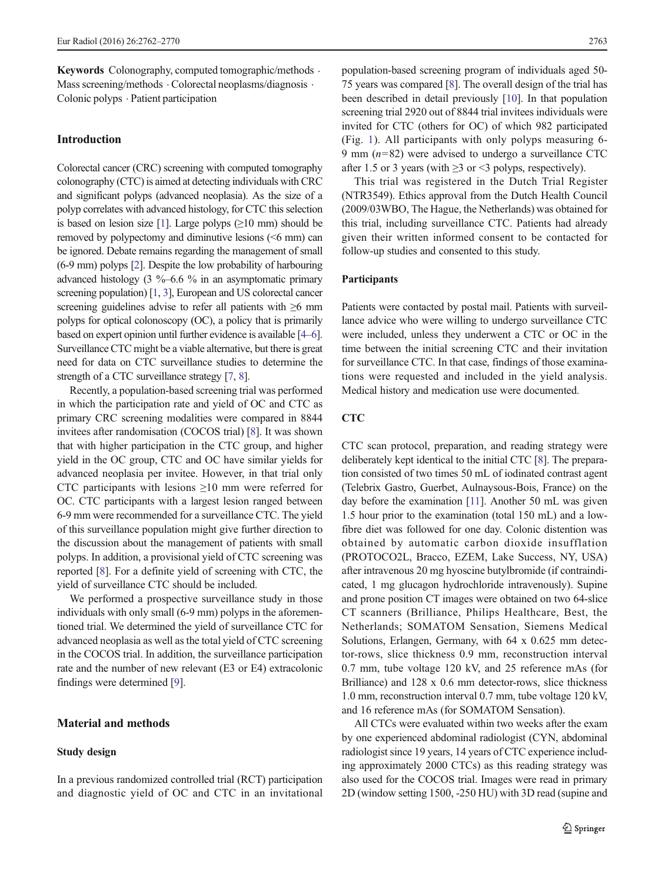**Keywords** Colonography, computed tomographic/methods · Mass screening/methods · Colorectal neoplasms/diagnosis · Colonic polyps · Patient participation

## Introduction

Colorectal cancer (CRC) screening with computed tomography colonography (CTC) is aimed at detecting individuals with CRC and significant polyps (advanced neoplasia). As the size of a polyp correlates with advanced histology, for CTC this selection is based on lesion size [1]. Large polyps (≥10 mm) should be removed by polypectomy and diminutive lesions (<6 mm) can be ignored. Debate remains regarding the management of small (6-9 mm) polyps [2]. Despite the low probability of harbouring advanced histology (3 %–6.6 % in an asymptomatic primary screening population) [1, 3], European and US colorectal cancer screening guidelines advise to refer all patients with ≥6 mm polyps for optical colonoscopy (OC), a policy that is primarily based on expert opinion until further evidence is available [4–6]. Surveillance CTC might be a viable alternative, but there is great need for data on CTC surveillance studies to determine the strength of a CTC surveillance strategy [7, 8].

Recently, a population-based screening trial was performed in which the participation rate and yield of OC and CTC as primary CRC screening modalities were compared in 8844 invitees after randomisation (COCOS trial) [8]. It was shown that with higher participation in the CTC group, and higher yield in the OC group, CTC and OC have similar yields for advanced neoplasia per invitee. However, in that trial only CTC participants with lesions ≥10 mm were referred for OC. CTC participants with a largest lesion ranged between 6-9 mm were recommended for a surveillance CTC. The yield of this surveillance population might give further direction to the discussion about the management of patients with small polyps. In addition, a provisional yield of CTC screening was reported [8]. For a definite yield of screening with CTC, the yield of surveillance CTC should be included.

We performed a prospective surveillance study in those individuals with only small (6-9 mm) polyps in the aforementioned trial. We determined the yield of surveillance CTC for advanced neoplasia as well as the total yield of CTC screening in the COCOS trial. In addition, the surveillance participation rate and the number of new relevant (E3 or E4) extracolonic findings were determined [9].

## Material and methods

### Study design

In a previous randomized controlled trial (RCT) participation and diagnostic yield of OC and CTC in an invitational population-based screening program of individuals aged 50-75 years was compared [8]. The overall design of the trial has been described in detail previously [10]. In that population screening trial 2920 out of 8844 trial invitees individuals were invited for CTC (others for OC) of which 982 participated (Fig. 1). All participants with only polyps measuring 6-9 mm ($n$=82) were advised to undergo a surveillance CTC after 1.5 or 3 years (with ≥3 or <3 polyps, respectively).

This trial was registered in the Dutch Trial Register (NTR3549). Ethics approval from the Dutch Health Council (2009/03WBO, The Hague, the Netherlands) was obtained for this trial, including surveillance CTC. Patients had already given their written informed consent to be contacted for follow-up studies and consented to this study.

### Participants

Patients were contacted by postal mail. Patients with surveillance advice who were willing to undergo surveillance CTC were included, unless they underwent a CTC or OC in the time between the initial screening CTC and their invitation for surveillance CTC. In that case, findings of those examinations were requested and included in the yield analysis. Medical history and medication use were documented.

### CTC

CTC scan protocol, preparation, and reading strategy were deliberately kept identical to the initial CTC [8]. The preparation consisted of two times 50 mL of iodinated contrast agent (Telebrix Gastro, Guerbet, Aulnaysous-Bois, France) on the day before the examination [11]. Another 50 mL was given 1.5 hour prior to the examination (total 150 mL) and a low-fibre diet was followed for one day. Colonic distention was obtained by automatic carbon dioxide insufflation (PROTOCO2L, Bracco, EZEM, Lake Success, NY, USA) after intravenous 20 mg hyoscine butylbromide (if contraindicated, 1 mg glucagon hydrochloride intravenously). Supine and prone position CT images were obtained on two 64-slice CT scanners (Brilliance, Philips Healthcare, Best, the Netherlands; SOMATOM Sensation, Siemens Medical Solutions, Erlangen, Germany, with 64 x 0.625 mm detector-rows, slice thickness 0.9 mm, reconstruction interval 0.7 mm, tube voltage 120 kV, and 25 reference mAs (for Brilliance) and 128 x 0.6 mm detector-rows, slice thickness 1.0 mm, reconstruction interval 0.7 mm, tube voltage 120 kV, and 16 reference mAs (for SOMATOM Sensation).

All CTCs were evaluated within two weeks after the exam by one experienced abdominal radiologist (CYN, abdominal radiologist since 19 years, 14 years of CTC experience including approximately 2000 CTCs) as this reading strategy was also used for the COCOS trial. Images were read in primary 2D (window setting 1500, -250 HU) with 3D read (supine and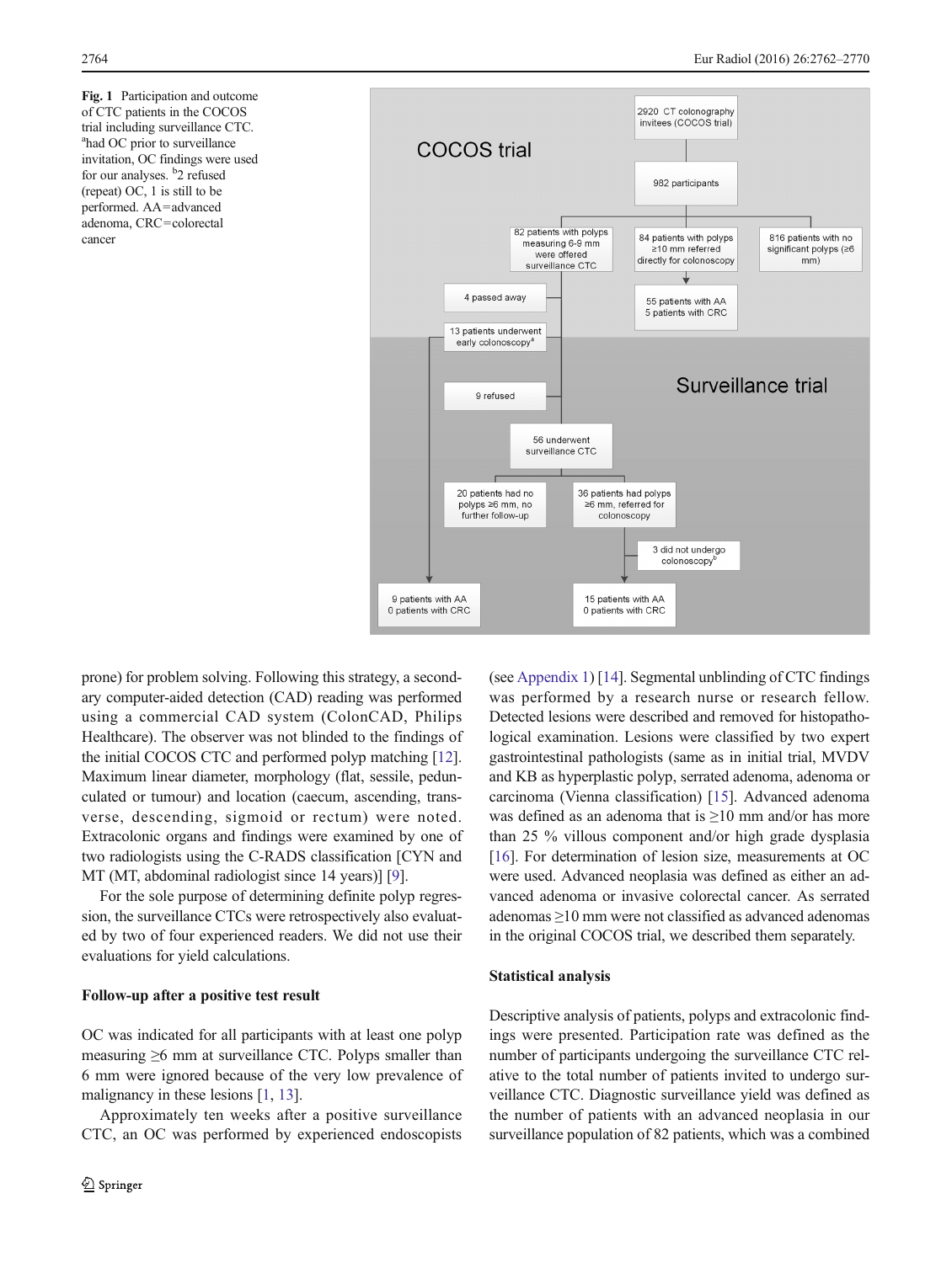**Fig. 1** Participation and outcome of CTC patients in the COCOS trial including surveillance CTC. [a]had OC prior to surveillance invitation, OC findings were used for our analyses. [b]2 refused (repeat) OC, 1 is still to be performed. AA = advanced adenoma, CRC = colorectal cancer

prone) for problem solving. Following this strategy, a secondary computer-aided detection (CAD) reading was performed using a commercial CAD system (ColonCAD, Philips Healthcare). The observer was not blinded to the findings of the initial COCOS CTC and performed polyp matching [12]. Maximum linear diameter, morphology (flat, sessile, pedunculated or tumour) and location (caecum, ascending, transverse, descending, sigmoid or rectum) were noted. Extracolonic organs and findings were examined by one of two radiologists using the C-RADS classification [CYN and MT (MT, abdominal radiologist since 14 years)] [9].

For the sole purpose of determining definite polyp regression, the surveillance CTCs were retrospectively also evaluated by two of four experienced readers. We did not use their evaluations for yield calculations.

### Follow-up after a positive test result

OC was indicated for all participants with at least one polyp measuring ≥6 mm at surveillance CTC. Polyps smaller than 6 mm were ignored because of the very low prevalence of malignancy in these lesions [1, 13].

Approximately ten weeks after a positive surveillance CTC, an OC was performed by experienced endoscopists (see Appendix 1) [14]. Segmental unblinding of CTC findings was performed by a research nurse or research fellow. Detected lesions were described and removed for histopathological examination. Lesions were classified by two expert gastrointestinal pathologists (same as in initial trial, MVDV and KB as hyperplastic polyp, serrated adenoma, adenoma or carcinoma (Vienna classification) [15]. Advanced adenoma was defined as an adenoma that is ≥10 mm and/or has more than 25 % villous component and/or high grade dysplasia [16]. For determination of lesion size, measurements at OC were used. Advanced neoplasia was defined as either an advanced adenoma or invasive colorectal cancer. As serrated adenomas ≥10 mm were not classified as advanced adenomas in the original COCOS trial, we described them separately.

### Statistical analysis

Descriptive analysis of patients, polyps and extracolonic findings were presented. Participation rate was defined as the number of participants undergoing the surveillance CTC relative to the total number of patients invited to undergo surveillance CTC. Diagnostic surveillance yield was defined as the number of patients with an advanced neoplasia in our surveillance population of 82 patients, which was a combined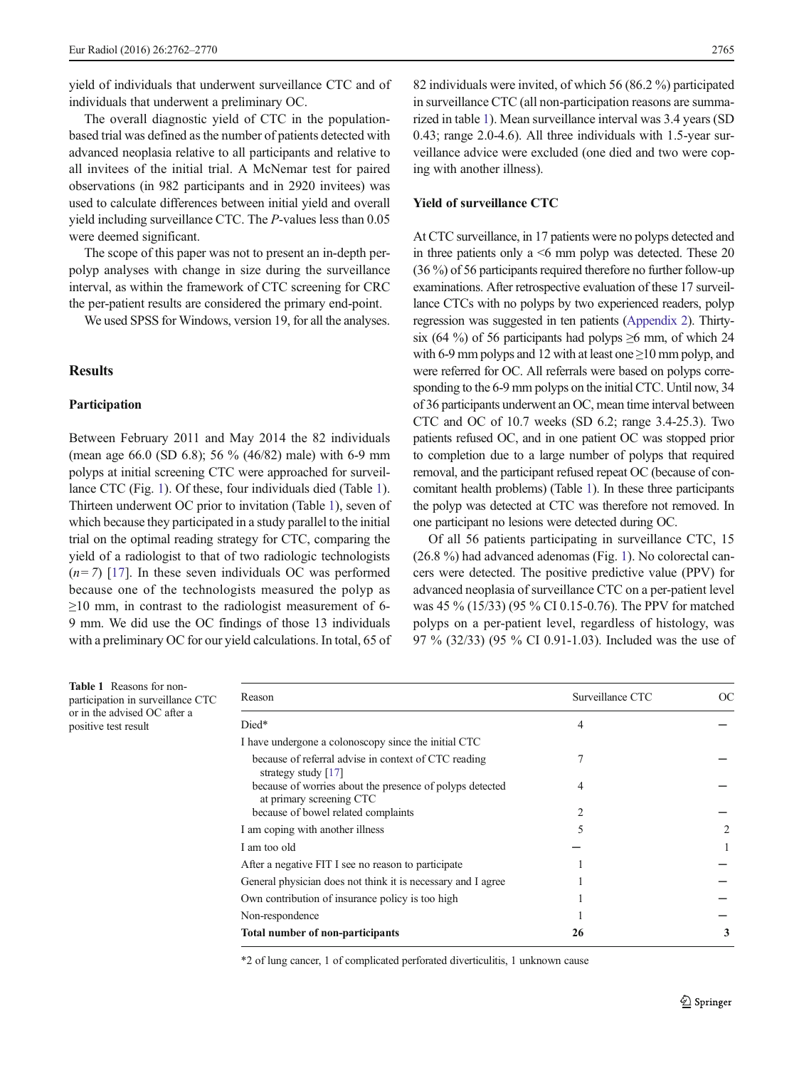yield of individuals that underwent surveillance CTC and of individuals that underwent a preliminary OC.

The overall diagnostic yield of CTC in the population-based trial was defined as the number of patients detected with advanced neoplasia relative to all participants and relative to all invitees of the initial trial. A McNemar test for paired observations (in 982 participants and in 2920 invitees) was used to calculate differences between initial yield and overall yield including surveillance CTC. The *P*-values less than 0.05 were deemed significant.

The scope of this paper was not to present an in-depth per-polyp analyses with change in size during the surveillance interval, as within the framework of CTC screening for CRC the per-patient results are considered the primary end-point.

We used SPSS for Windows, version 19, for all the analyses.

## Results

### Participation

Between February 2011 and May 2014 the 82 individuals (mean age 66.0 (SD 6.8); 56 % (46/82) male) with 6-9 mm polyps at initial screening CTC were approached for surveillance CTC (Fig. 1). Of these, four individuals died (Table 1). Thirteen underwent OC prior to invitation (Table 1), seven of which because they participated in a study parallel to the initial trial on the optimal reading strategy for CTC, comparing the yield of a radiologist to that of two radiologic technologists (*n*= 7) [17]. In these seven individuals OC was performed because one of the technologists measured the polyp as ≥10 mm, in contrast to the radiologist measurement of 6-9 mm. We did use the OC findings of those 13 individuals with a preliminary OC for our yield calculations. In total, 65 of 82 individuals were invited, of which 56 (86.2 %) participated in surveillance CTC (all non-participation reasons are summarized in table 1). Mean surveillance interval was 3.4 years (SD 0.43; range 2.0-4.6). All three individuals with 1.5-year surveillance advice were excluded (one died and two were coping with another illness).

### Yield of surveillance CTC

At CTC surveillance, in 17 patients were no polyps detected and in three patients only a <6 mm polyp was detected. These 20 (36 %) of 56 participants required therefore no further follow-up examinations. After retrospective evaluation of these 17 surveillance CTCs with no polyps by two experienced readers, polyp regression was suggested in ten patients (Appendix 2). Thirty-six (64 %) of 56 participants had polyps ≥6 mm, of which 24 with 6-9 mm polyps and 12 with at least one ≥10 mm polyp, and were referred for OC. All referrals were based on polyps corresponding to the 6-9 mm polyps on the initial CTC. Until now, 34 of 36 participants underwent an OC, mean time interval between CTC and OC of 10.7 weeks (SD 6.2; range 3.4-25.3). Two patients refused OC, and in one patient OC was stopped prior to completion due to a large number of polyps that required removal, and the participant refused repeat OC (because of concomitant health problems) (Table 1). In these three participants the polyp was detected at CTC was therefore not removed. In one participant no lesions were detected during OC.

Of all 56 patients participating in surveillance CTC, 15 (26.8 %) had advanced adenomas (Fig. 1). No colorectal cancers were detected. The positive predictive value (PPV) for advanced neoplasia of surveillance CTC on a per-patient level was 45 % (15/33) (95 % CI 0.15-0.76). The PPV for matched polyps on a per-patient level, regardless of histology, was 97 % (32/33) (95 % CI 0.91-1.03). Included was the use of

**Table 1** Reasons for non-participation in surveillance CTC or in the advised OC after a positive test result

| Reason | Surveillance CTC | OC |
|---|---|---|
| Died* | 4 | – |
| I have undergone a colonoscopy since the initial CTC | | |
| because of referral advise in context of CTC reading strategy study [17] | 7 | – |
| because of worries about the presence of polyps detected at primary screening CTC | 4 | – |
| because of bowel related complaints | 2 | – |
| I am coping with another illness | 5 | 2 |
| I am too old | – | 1 |
| After a negative FIT I see no reason to participate | 1 | – |
| General physician does not think it is necessary and I agree | 1 | – |
| Own contribution of insurance policy is too high | 1 | – |
| Non-respondence | 1 | – |
| **Total number of non-participants** | **26** | **3** |

*2 of lung cancer, 1 of complicated perforated diverticulitis, 1 unknown cause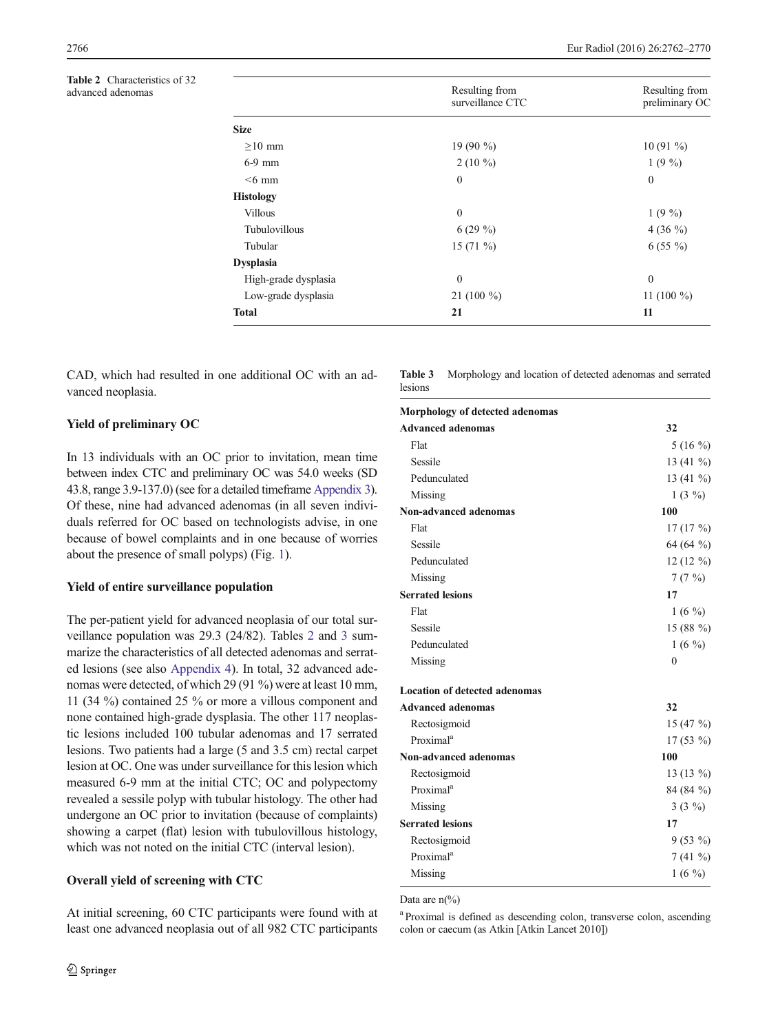**Table 2** Characteristics of 32 advanced adenomas

| | Resulting from surveillance CTC | Resulting from preliminary OC |
|---|---|---|
| **Size** | | |
| ≥10 mm | 19 (90 %) | 10 (91 %) |
| 6-9 mm | 2 (10 %) | 1 (9 %) |
| <6 mm | 0 | 0 |
| **Histology** | | |
| Villous | 0 | 1 (9 %) |
| Tubulovillous | 6 (29 %) | 4 (36 %) |
| Tubular | 15 (71 %) | 6 (55 %) |
| **Dysplasia** | | |
| High-grade dysplasia | 0 | 0 |
| Low-grade dysplasia | 21 (100 %) | 11 (100 %) |
| **Total** | **21** | **11** |

CAD, which had resulted in one additional OC with an advanced neoplasia.

### Yield of preliminary OC

In 13 individuals with an OC prior to invitation, mean time between index CTC and preliminary OC was 54.0 weeks (SD 43.8, range 3.9-137.0) (see for a detailed timeframe Appendix 3). Of these, nine had advanced adenomas (in all seven individuals referred for OC based on technologists advise, in one because of bowel complaints and in one because of worries about the presence of small polyps) (Fig. 1).

### Yield of entire surveillance population

The per-patient yield for advanced neoplasia of our total surveillance population was 29.3 (24/82). Tables 2 and 3 summarize the characteristics of all detected adenomas and serrated lesions (see also Appendix 4). In total, 32 advanced adenomas were detected, of which 29 (91 %) were at least 10 mm, 11 (34 %) contained 25 % or more a villous component and none contained high-grade dysplasia. The other 117 neoplastic lesions included 100 tubular adenomas and 17 serrated lesions. Two patients had a large (5 and 3.5 cm) rectal carpet lesion at OC. One was under surveillance for this lesion which measured 6-9 mm at the initial CTC; OC and polypectomy revealed a sessile polyp with tubular histology. The other had undergone an OC prior to invitation (because of complaints) showing a carpet (flat) lesion with tubulovillous histology, which was not noted on the initial CTC (interval lesion).

### Overall yield of screening with CTC

At initial screening, 60 CTC participants were found with at least one advanced neoplasia out of all 982 CTC participants

**Table 3** Morphology and location of detected adenomas and serrated lesions

| | |
|---|---|
| **Morphology of detected adenomas** | |
| **Advanced adenomas** | **32** |
| Flat | 5 (16 %) |
| Sessile | 13 (41 %) |
| Pedunculated | 13 (41 %) |
| Missing | 1 (3 %) |
| **Non-advanced adenomas** | **100** |
| Flat | 17 (17 %) |
| Sessile | 64 (64 %) |
| Pedunculated | 12 (12 %) |
| Missing | 7 (7 %) |
| **Serrated lesions** | **17** |
| Flat | 1 (6 %) |
| Sessile | 15 (88 %) |
| Pedunculated | 1 (6 %) |
| Missing | 0 |
| **Location of detected adenomas** | |
| **Advanced adenomas** | **32** |
| Rectosigmoid | 15 (47 %) |
| Proximal[a] | 17 (53 %) |
| **Non-advanced adenomas** | **100** |
| Rectosigmoid | 13 (13 %) |
| Proximal[a] | 84 (84 %) |
| Missing | 3 (3 %) |
| **Serrated lesions** | **17** |
| Rectosigmoid | 9 (53 %) |
| Proximal[a] | 7 (41 %) |
| Missing | 1 (6 %) |

Data are n(%)

[a] Proximal is defined as descending colon, transverse colon, ascending colon or caecum (as Atkin [Atkin Lancet 2010])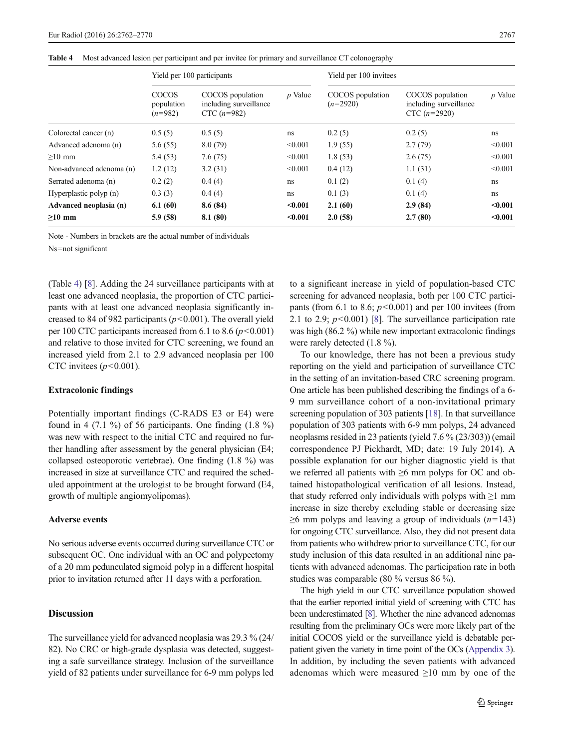**Table 4** Most advanced lesion per participant and per invitee for primary and surveillance CT colonography

| | Yield per 100 participants | | | Yield per 100 invitees | | |
|---|---|---|---|---|---|---|
| | COCOS population ($n$=982) | COCOS population including surveillance CTC ($n$=982) | $p$ Value | COCOS population ($n$=2920) | COCOS population including surveillance CTC ($n$=2920) | $p$ Value |
| Colorectal cancer (n) | 0.5 (5) | 0.5 (5) | ns | 0.2 (5) | 0.2 (5) | ns |
| Advanced adenoma (n) | 5.6 (55) | 8.0 (79) | <0.001 | 1.9 (55) | 2.7 (79) | <0.001 |
| ≥10 mm | 5.4 (53) | 7.6 (75) | <0.001 | 1.8 (53) | 2.6 (75) | <0.001 |
| Non-advanced adenoma (n) | 1.2 (12) | 3.2 (31) | <0.001 | 0.4 (12) | 1.1 (31) | <0.001 |
| Serrated adenoma (n) | 0.2 (2) | 0.4 (4) | ns | 0.1 (2) | 0.1 (4) | ns |
| Hyperplastic polyp (n) | 0.3 (3) | 0.4 (4) | ns | 0.1 (3) | 0.1 (4) | ns |
| **Advanced neoplasia (n)** | **6.1 (60)** | **8.6 (84)** | **<0.001** | **2.1 (60)** | **2.9 (84)** | **<0.001** |
| **≥10 mm** | **5.9 (58)** | **8.1 (80)** | **<0.001** | **2.0 (58)** | **2.7 (80)** | **<0.001** |

Note - Numbers in brackets are the actual number of individuals

Ns=not significant

(Table 4) [8]. Adding the 24 surveillance participants with at least one advanced neoplasia, the proportion of CTC participants with at least one advanced neoplasia significantly increased to 84 of 982 participants ($p<0.001$). The overall yield per 100 CTC participants increased from 6.1 to 8.6 ($p<0.001$) and relative to those invited for CTC screening, we found an increased yield from 2.1 to 2.9 advanced neoplasia per 100 CTC invitees ($p<0.001$).

### Extracolonic findings

Potentially important findings (C-RADS E3 or E4) were found in 4 (7.1 %) of 56 participants. One finding (1.8 %) was new with respect to the initial CTC and required no further handling after assessment by the general physician (E4; collapsed osteoporotic vertebrae). One finding (1.8 %) was increased in size at surveillance CTC and required the scheduled appointment at the urologist to be brought forward (E4, growth of multiple angiomyolipomas).

### Adverse events

No serious adverse events occurred during surveillance CTC or subsequent OC. One individual with an OC and polypectomy of a 20 mm pedunculated sigmoid polyp in a different hospital prior to invitation returned after 11 days with a perforation.

## Discussion

The surveillance yield for advanced neoplasia was 29.3 % (24/82). No CRC or high-grade dysplasia was detected, suggesting a safe surveillance strategy. Inclusion of the surveillance yield of 82 patients under surveillance for 6-9 mm polyps led to a significant increase in yield of population-based CTC screening for advanced neoplasia, both per 100 CTC participants (from 6.1 to 8.6; $p<0.001$) and per 100 invitees (from 2.1 to 2.9; $p<0.001$) [8]. The surveillance participation rate was high (86.2 %) while new important extracolonic findings were rarely detected (1.8 %).

To our knowledge, there has not been a previous study reporting on the yield and participation of surveillance CTC in the setting of an invitation-based CRC screening program. One article has been published describing the findings of a 6-9 mm surveillance cohort of a non-invitational primary screening population of 303 patients [18]. In that surveillance population of 303 patients with 6-9 mm polyps, 24 advanced neoplasms resided in 23 patients (yield 7.6 % (23/303)) (email correspondence PJ Pickhardt, MD; date: 19 July 2014). A possible explanation for our higher diagnostic yield is that we referred all patients with ≥6 mm polyps for OC and obtained histopathological verification of all lesions. Instead, that study referred only individuals with polyps with ≥1 mm increase in size thereby excluding stable or decreasing size ≥6 mm polyps and leaving a group of individuals ($n$=143) for ongoing CTC surveillance. Also, they did not present data from patients who withdrew prior to surveillance CTC, for our study inclusion of this data resulted in an additional nine patients with advanced adenomas. The participation rate in both studies was comparable (80 % versus 86 %).

The high yield in our CTC surveillance population showed that the earlier reported initial yield of screening with CTC has been underestimated [8]. Whether the nine advanced adenomas resulting from the preliminary OCs were more likely part of the initial COCOS yield or the surveillance yield is debatable per-patient given the variety in time point of the OCs (Appendix 3). In addition, by including the seven patients with advanced adenomas which were measured ≥10 mm by one of the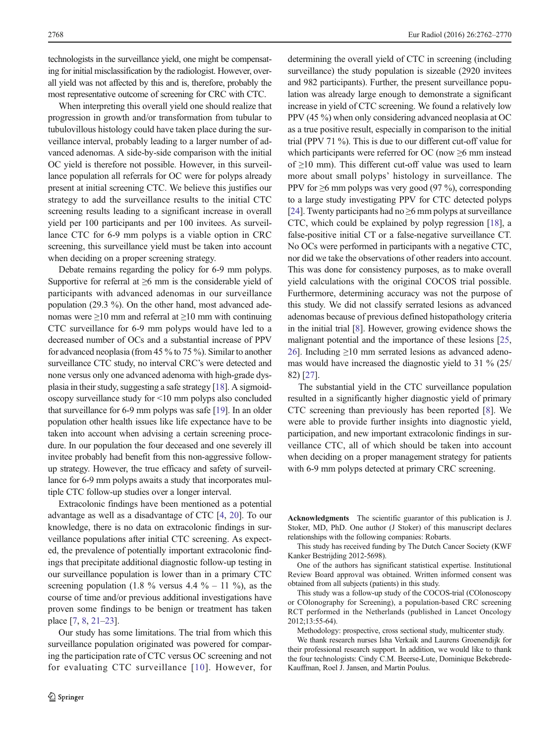technologists in the surveillance yield, one might be compensating for initial misclassification by the radiologist. However, overall yield was not affected by this and is, therefore, probably the most representative outcome of screening for CRC with CTC.

When interpreting this overall yield one should realize that progression in growth and/or transformation from tubular to tubulovillous histology could have taken place during the surveillance interval, probably leading to a larger number of advanced adenomas. A side-by-side comparison with the initial OC yield is therefore not possible. However, in this surveillance population all referrals for OC were for polyps already present at initial screening CTC. We believe this justifies our strategy to add the surveillance results to the initial CTC screening results leading to a significant increase in overall yield per 100 participants and per 100 invitees. As surveillance CTC for 6-9 mm polyps is a viable option in CRC screening, this surveillance yield must be taken into account when deciding on a proper screening strategy.

Debate remains regarding the policy for 6-9 mm polyps. Supportive for referral at ≥6 mm is the considerable yield of participants with advanced adenomas in our surveillance population (29.3 %). On the other hand, most advanced adenomas were ≥10 mm and referral at ≥10 mm with continuing CTC surveillance for 6-9 mm polyps would have led to a decreased number of OCs and a substantial increase of PPV for advanced neoplasia (from 45 % to 75 %). Similar to another surveillance CTC study, no interval CRC's were detected and none versus only one advanced adenoma with high-grade dysplasia in their study, suggesting a safe strategy [18]. A sigmoidoscopy surveillance study for <10 mm polyps also concluded that surveillance for 6-9 mm polyps was safe [19]. In an older population other health issues like life expectance have to be taken into account when advising a certain screening procedure. In our population the four deceased and one severely ill invitee probably had benefit from this non-aggressive follow-up strategy. However, the true efficacy and safety of surveillance for 6-9 mm polyps awaits a study that incorporates multiple CTC follow-up studies over a longer interval.

Extracolonic findings have been mentioned as a potential advantage as well as a disadvantage of CTC [4, 20]. To our knowledge, there is no data on extracolonic findings in surveillance populations after initial CTC screening. As expected, the prevalence of potentially important extracolonic findings that precipitate additional diagnostic follow-up testing in our surveillance population is lower than in a primary CTC screening population (1.8 % versus 4.4 % – 11 %), as the course of time and/or previous additional investigations have proven some findings to be benign or treatment has taken place [7, 8, 21–23].

Our study has some limitations. The trial from which this surveillance population originated was powered for comparing the participation rate of CTC versus OC screening and not for evaluating CTC surveillance [10]. However, for determining the overall yield of CTC in screening (including surveillance) the study population is sizeable (2920 invitees and 982 participants). Further, the present surveillance population was already large enough to demonstrate a significant increase in yield of CTC screening. We found a relatively low PPV (45 %) when only considering advanced neoplasia at OC as a true positive result, especially in comparison to the initial trial (PPV 71 %). This is due to our different cut-off value for which participants were referred for OC (now ≥6 mm instead of ≥10 mm). This different cut-off value was used to learn more about small polyps' histology in surveillance. The PPV for ≥6 mm polyps was very good (97 %), corresponding to a large study investigating PPV for CTC detected polyps [24]. Twenty participants had no ≥6 mm polyps at surveillance CTC, which could be explained by polyp regression [18], a false-positive initial CT or a false-negative surveillance CT. No OCs were performed in participants with a negative CTC, nor did we take the observations of other readers into account. This was done for consistency purposes, as to make overall yield calculations with the original COCOS trial possible. Furthermore, determining accuracy was not the purpose of this study. We did not classify serrated lesions as advanced adenomas because of previous defined histopathology criteria in the initial trial [8]. However, growing evidence shows the malignant potential and the importance of these lesions [25, 26]. Including ≥10 mm serrated lesions as advanced adenomas would have increased the diagnostic yield to 31 % (25/82) [27].

The substantial yield in the CTC surveillance population resulted in a significantly higher diagnostic yield of primary CTC screening than previously has been reported [8]. We were able to provide further insights into diagnostic yield, participation, and new important extracolonic findings in surveillance CTC, all of which should be taken into account when deciding on a proper management strategy for patients with 6-9 mm polyps detected at primary CRC screening.

**Acknowledgments** The scientific guarantor of this publication is J. Stoker, MD, PhD. One author (J Stoker) of this manuscript declares relationships with the following companies: Robarts.

This study has received funding by The Dutch Cancer Society (KWF Kanker Bestrijding 2012-5698).

One of the authors has significant statistical expertise. Institutional Review Board approval was obtained. Written informed consent was obtained from all subjects (patients) in this study.

This study was a follow-up study of the COCOS-trial (COlonoscopy or COlonography for Screening), a population-based CRC screening RCT performed in the Netherlands (published in Lancet Oncology 2012;13:55-64).

Methodology: prospective, cross sectional study, multicenter study.

We thank research nurses Isha Verkaik and Laurens Groenendijk for their professional research support. In addition, we would like to thank the four technologists: Cindy C.M. Beerse-Lute, Dominique Bekebrede-Kauffman, Roel J. Jansen, and Martin Poulus.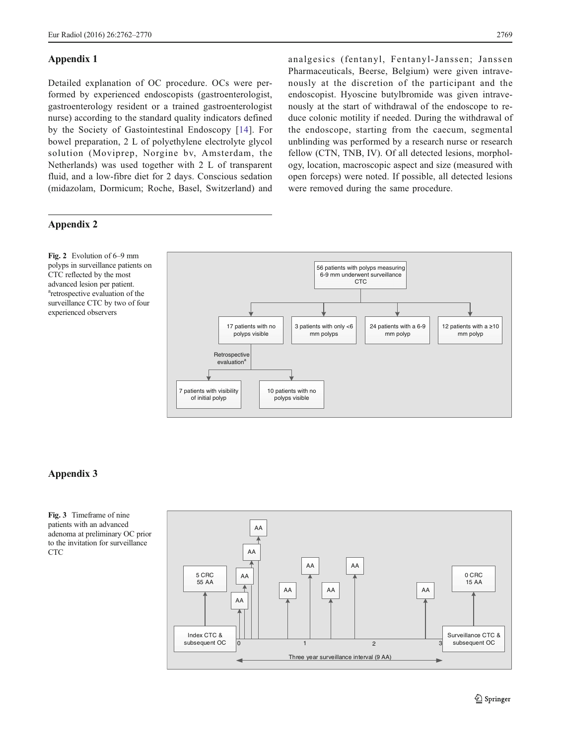## Appendix 1

Detailed explanation of OC procedure. OCs were performed by experienced endoscopists (gastroenterologist, gastroenterology resident or a trained gastroenterologist nurse) according to the standard quality indicators defined by the Society of Gastointestinal Endoscopy [14]. For bowel preparation, 2 L of polyethylene electrolyte glycol solution (Moviprep, Norgine bv, Amsterdam, the Netherlands) was used together with 2 L of transparent fluid, and a low-fibre diet for 2 days. Conscious sedation (midazolam, Dormicum; Roche, Basel, Switzerland) and analgesics (fentanyl, Fentanyl-Janssen; Janssen Pharmaceuticals, Beerse, Belgium) were given intravenously at the discretion of the participant and the endoscopist. Hyoscine butylbromide was given intravenously at the start of withdrawal of the endoscope to reduce colonic motility if needed. During the withdrawal of the endoscope, starting from the caecum, segmental unblinding was performed by a research nurse or research fellow (CTN, TNB, IV). Of all detected lesions, morphology, location, macroscopic aspect and size (measured with open forceps) were noted. If possible, all detected lesions were removed during the same procedure.

## Appendix 2

**Fig. 2** Evolution of 6–9 mm polyps in surveillance patients on CTC reflected by the most advanced lesion per patient. [a]retrospective evaluation of the surveillance CTC by two of four experienced observers

## Appendix 3

**Fig. 3** Timeframe of nine patients with an advanced adenoma at preliminary OC prior to the invitation for surveillance CTC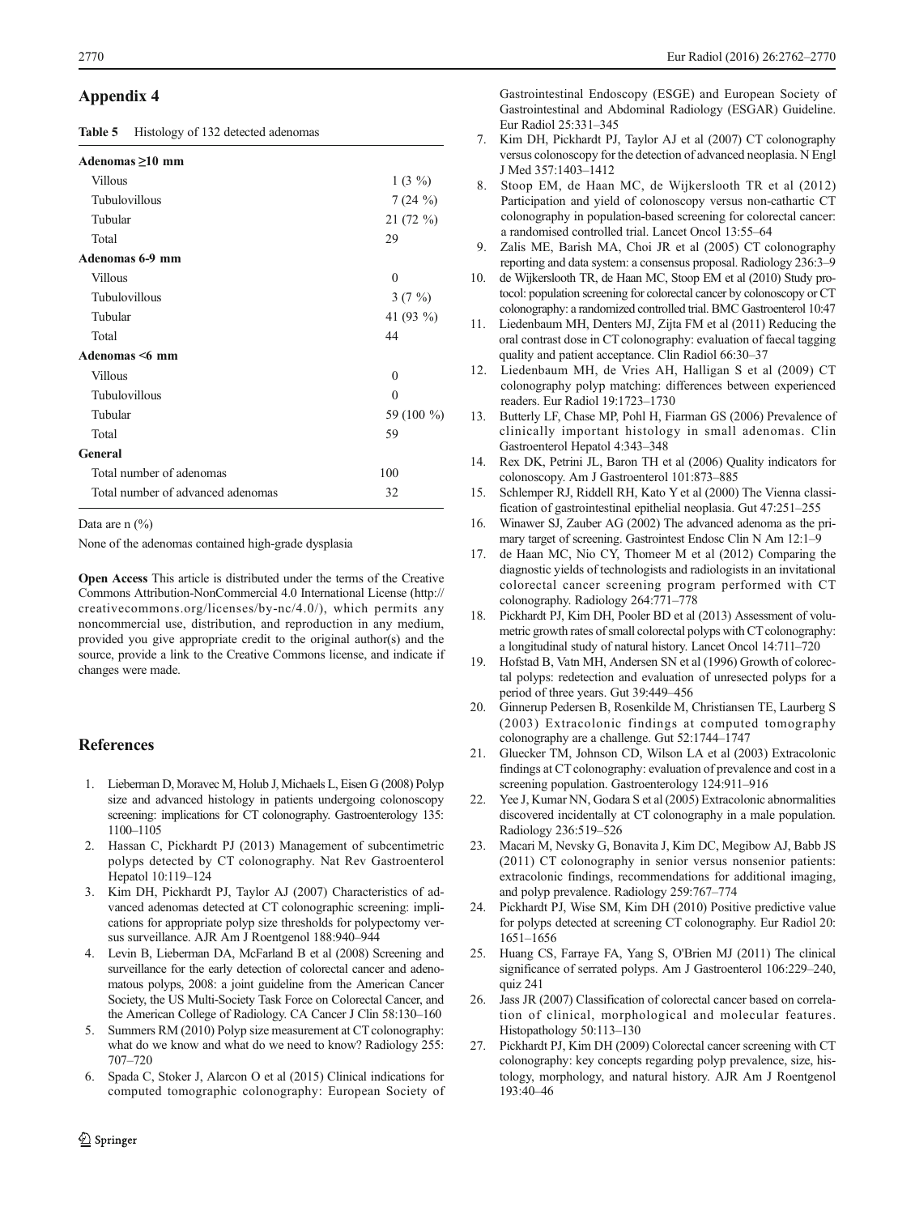## Appendix 4

**Table 5** Histology of 132 detected adenomas

| | |
|---|---|
| **Adenomas ≥10 mm** | |
| Villous | 1 (3 %) |
| Tubulovillous | 7 (24 %) |
| Tubular | 21 (72 %) |
| Total | 29 |
| **Adenomas 6-9 mm** | |
| Villous | 0 |
| Tubulovillous | 3 (7 %) |
| Tubular | 41 (93 %) |
| Total | 44 |
| **Adenomas <6 mm** | |
| Villous | 0 |
| Tubulovillous | 0 |
| Tubular | 59 (100 %) |
| Total | 59 |
| **General** | |
| Total number of adenomas | 100 |
| Total number of advanced adenomas | 32 |

Data are n (%)

None of the adenomas contained high-grade dysplasia

**Open Access** This article is distributed under the terms of the Creative Commons Attribution-NonCommercial 4.0 International License (http://creativecommons.org/licenses/by-nc/4.0/), which permits any noncommercial use, distribution, and reproduction in any medium, provided you give appropriate credit to the original author(s) and the source, provide a link to the Creative Commons license, and indicate if changes were made.

## References

1. Lieberman D, Moravec M, Holub J, Michaels L, Eisen G (2008) Polyp size and advanced histology in patients undergoing colonoscopy screening: implications for CT colonography. Gastroenterology 135: 1100–1105
2. Hassan C, Pickhardt PJ (2013) Management of subcentimetric polyps detected by CT colonography. Nat Rev Gastroenterol Hepatol 10:119–124
3. Kim DH, Pickhardt PJ, Taylor AJ (2007) Characteristics of advanced adenomas detected at CT colonographic screening: implications for appropriate polyp size thresholds for polypectomy versus surveillance. AJR Am J Roentgenol 188:940–944
4. Levin B, Lieberman DA, McFarland B et al (2008) Screening and surveillance for the early detection of colorectal cancer and adenomatous polyps, 2008: a joint guideline from the American Cancer Society, the US Multi-Society Task Force on Colorectal Cancer, and the American College of Radiology. CA Cancer J Clin 58:130–160
5. Summers RM (2010) Polyp size measurement at CT colonography: what do we know and what do we need to know? Radiology 255: 707–720
6. Spada C, Stoker J, Alarcon O et al (2015) Clinical indications for computed tomographic colonography: European Society of Gastrointestinal Endoscopy (ESGE) and European Society of Gastrointestinal and Abdominal Radiology (ESGAR) Guideline. Eur Radiol 25:331–345
7. Kim DH, Pickhardt PJ, Taylor AJ et al (2007) CT colonography versus colonoscopy for the detection of advanced neoplasia. N Engl J Med 357:1403–1412
8. Stoop EM, de Haan MC, de Wijkerslooth TR et al (2012) Participation and yield of colonoscopy versus non-cathartic CT colonography in population-based screening for colorectal cancer: a randomised controlled trial. Lancet Oncol 13:55–64
9. Zalis ME, Barish MA, Choi JR et al (2005) CT colonography reporting and data system: a consensus proposal. Radiology 236:3–9
10. de Wijkerslooth TR, de Haan MC, Stoop EM et al (2010) Study protocol: population screening for colorectal cancer by colonoscopy or CT colonography: a randomized controlled trial. BMC Gastroenterol 10:47
11. Liedenbaum MH, Denters MJ, Zijta FM et al (2011) Reducing the oral contrast dose in CT colonography: evaluation of faecal tagging quality and patient acceptance. Clin Radiol 66:30–37
12. Liedenbaum MH, de Vries AH, Halligan S et al (2009) CT colonography polyp matching: differences between experienced readers. Eur Radiol 19:1723–1730
13. Butterly LF, Chase MP, Pohl H, Fiarman GS (2006) Prevalence of clinically important histology in small adenomas. Clin Gastroenterol Hepatol 4:343–348
14. Rex DK, Petrini JL, Baron TH et al (2006) Quality indicators for colonoscopy. Am J Gastroenterol 101:873–885
15. Schlemper RJ, Riddell RH, Kato Y et al (2000) The Vienna classification of gastrointestinal epithelial neoplasia. Gut 47:251–255
16. Winawer SJ, Zauber AG (2002) The advanced adenoma as the primary target of screening. Gastrointest Endosc Clin N Am 12:1–9
17. de Haan MC, Nio CY, Thomeer M et al (2012) Comparing the diagnostic yields of technologists and radiologists in an invitational colorectal cancer screening program performed with CT colonography. Radiology 264:771–778
18. Pickhardt PJ, Kim DH, Pooler BD et al (2013) Assessment of volumetric growth rates of small colorectal polyps with CT colonography: a longitudinal study of natural history. Lancet Oncol 14:711–720
19. Hofstad B, Vatn MH, Andersen SN et al (1996) Growth of colorectal polyps: redetection and evaluation of unresected polyps for a period of three years. Gut 39:449–456
20. Ginnerup Pedersen B, Rosenkilde M, Christiansen TE, Laurberg S (2003) Extracolonic findings at computed tomography colonography are a challenge. Gut 52:1744–1747
21. Gluecker TM, Johnson CD, Wilson LA et al (2003) Extracolonic findings at CT colonography: evaluation of prevalence and cost in a screening population. Gastroenterology 124:911–916
22. Yee J, Kumar NN, Godara S et al (2005) Extracolonic abnormalities discovered incidentally at CT colonography in a male population. Radiology 236:519–526
23. Macari M, Nevsky G, Bonavita J, Kim DC, Megibow AJ, Babb JS (2011) CT colonography in senior versus nonsenior patients: extracolonic findings, recommendations for additional imaging, and polyp prevalence. Radiology 259:767–774
24. Pickhardt PJ, Wise SM, Kim DH (2010) Positive predictive value for polyps detected at screening CT colonography. Eur Radiol 20: 1651–1656
25. Huang CS, Farraye FA, Yang S, O'Brien MJ (2011) The clinical significance of serrated polyps. Am J Gastroenterol 106:229–240, quiz 241
26. Jass JR (2007) Classification of colorectal cancer based on correlation of clinical, morphological and molecular features. Histopathology 50:113–130
27. Pickhardt PJ, Kim DH (2009) Colorectal cancer screening with CT colonography: key concepts regarding polyp prevalence, size, histology, morphology, and natural history. AJR Am J Roentgenol 193:40–46